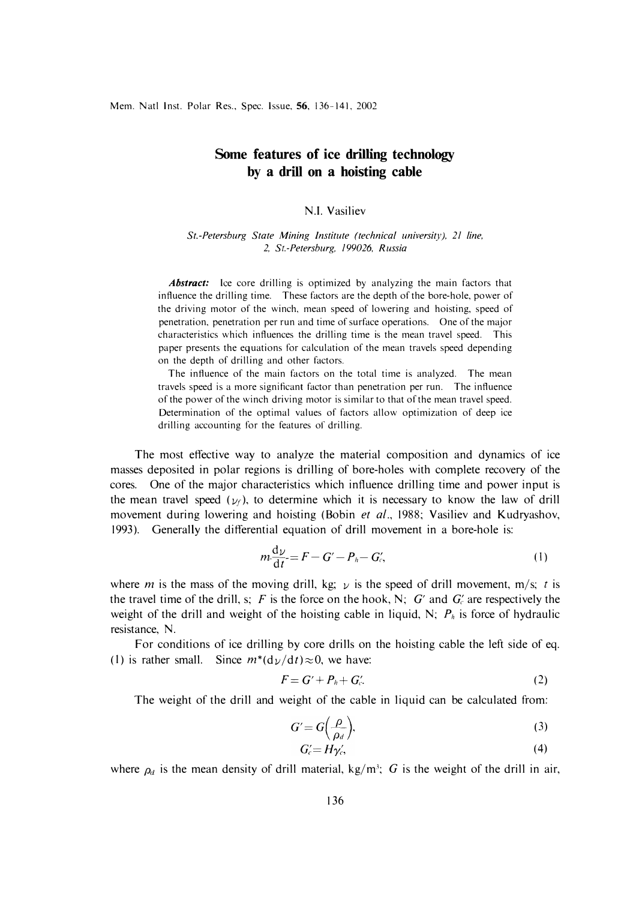# Some features of ice drilling technology by a drill on a hoisting cable

N.I. Vasiliev

*St.-Petersburg State Mining Institute (technical university), 21 line, 2, St.-Petersburg, 199026, Russia*

***Abstract:*** Ice core drilling is optimized by analyzing the main factors that influence the drilling time. These factors are the depth of the bore-hole, power of the driving motor of the winch, mean speed of lowering and hoisting, speed of penetration, penetration per run and time of surface operations. One of the major characteristics which influences the drilling time is the mean travel speed. This paper presents the equations for calculation of the mean travels speed depending on the depth of drilling and other factors.

The influence of the main factors on the total time is analyzed. The mean travels speed is a more significant factor than penetration per run. The influence of the power of the winch driving motor is similar to that of the mean travel speed. Determination of the optimal values of factors allow optimization of deep ice drilling accounting for the features of drilling.

The most effective way to analyze the material composition and dynamics of ice masses deposited in polar regions is drilling of bore-holes with complete recovery of the cores. One of the major characteristics which influence drilling time and power input is the mean travel speed ($\nu_f$), to determine which it is necessary to know the law of drill movement during lowering and hoisting (Bobin *et al*., 1988; Vasiliev and Kudryashov, 1993). Generally the differential equation of drill movement in a bore-hole is:

$$m\frac{\mathrm{d}\nu}{\mathrm{d}t} = F - G' - P_h - G_c', \tag{1}$$

where $m$ is the mass of the moving drill, kg; $\nu$ is the speed of drill movement, m/s; $t$ is the travel time of the drill, s; $F$ is the force on the hook, N; $G'$ and $G_c'$ are respectively the weight of the drill and weight of the hoisting cable in liquid, N; $P_h$ is force of hydraulic resistance, N.

For conditions of ice drilling by core drills on the hoisting cable the left side of eq. (1) is rather small. Since $m^*(\mathrm{d}\nu/\mathrm{d}t) \approx 0$, we have:

$$F = G' + P_h + G_c'. \tag{2}$$

The weight of the drill and weight of the cable in liquid can be calculated from:

$$G' = G\left(\frac{\rho}{\rho_d}\right), \tag{3}$$

$$G_c' = H\gamma_c', \tag{4}$$

where $\rho_d$ is the mean density of drill material, kg/m³; $G$ is the weight of the drill in air,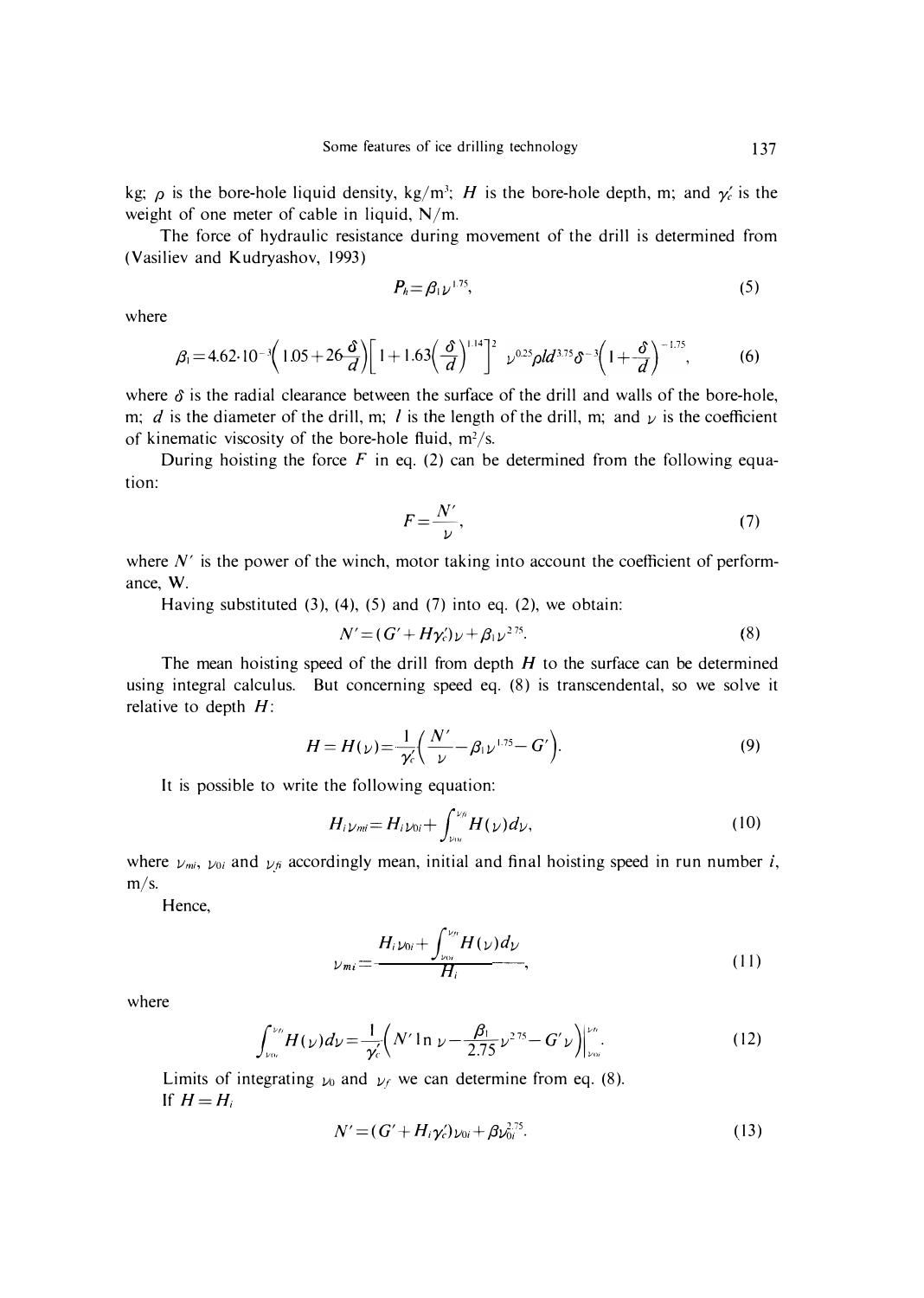kg; $\rho$ is the bore-hole liquid density, kg/m$^3$; $H$ is the bore-hole depth, m; and $\gamma_c'$ is the weight of one meter of cable in liquid, N/m.

The force of hydraulic resistance during movement of the drill is determined from (Vasiliev and Kudryashov, 1993)

$$P_h = \beta_1 \nu^{1.75}, \tag{5}$$

where

$$\beta_1 = 4.62 \cdot 10^{-3} \left(1.05 + 26\frac{\delta}{d}\right)\left[1 + 1.63\left(\frac{\delta}{d}\right)^{1.14}\right]^2 \nu^{0.25} \rho l d^{3.75} \delta^{-3} \left(1 + \frac{\delta}{d}\right)^{-1.75}, \tag{6}$$

where $\delta$ is the radial clearance between the surface of the drill and walls of the bore-hole, m; $d$ is the diameter of the drill, m; $l$ is the length of the drill, m; and $\nu$ is the coefficient of kinematic viscosity of the bore-hole fluid, m$^2$/s.

During hoisting the force $F$ in eq. (2) can be determined from the following equation:

$$F = \frac{N'}{\nu}, \tag{7}$$

where $N'$ is the power of the winch, motor taking into account the coefficient of performance, W.

Having substituted (3), (4), (5) and (7) into eq. (2), we obtain:

$$N' = (G' + H\gamma_c')\nu + \beta_1 \nu^{2.75}. \tag{8}$$

The mean hoisting speed of the drill from depth $H$ to the surface can be determined using integral calculus. But concerning speed eq. (8) is transcendental, so we solve it relative to depth $H$:

$$H = H(\nu) = \frac{1}{\gamma_c'}\left(\frac{N'}{\nu} - \beta_1 \nu^{1.75} - G'\right). \tag{9}$$

It is possible to write the following equation:

$$H_i \nu_{mi} = H_i \nu_{0i} + \int_{\nu_{0i}}^{\nu_{fi}} H(\nu) d\nu, \tag{10}$$

where $\nu_{mi}$, $\nu_{0i}$ and $\nu_{fi}$ accordingly mean, initial and final hoisting speed in run number $i$, m/s.

Hence,

$$\nu_{mi} = \frac{H_i \nu_{0i} + \int_{\nu_{0i}}^{\nu_{fi}} H(\nu) d\nu}{H_i}, \tag{11}$$

where

$$\int_{\nu_{0i}}^{\nu_{fi}} H(\nu) d\nu = \frac{1}{\gamma_c'}\left(N' \ln \nu - \frac{\beta_1}{2.75}\nu^{2.75} - G'\nu\right)\Bigg|_{\nu_{0i}}^{\nu_{fi}}. \tag{12}$$

Limits of integrating $\nu_0$ and $\nu_f$ we can determine from eq. (8).

If $H = H_i$

$$N' = (G' + H_i \gamma_c')\nu_{0i} + \beta \nu_{0i}^{2.75}. \tag{13}$$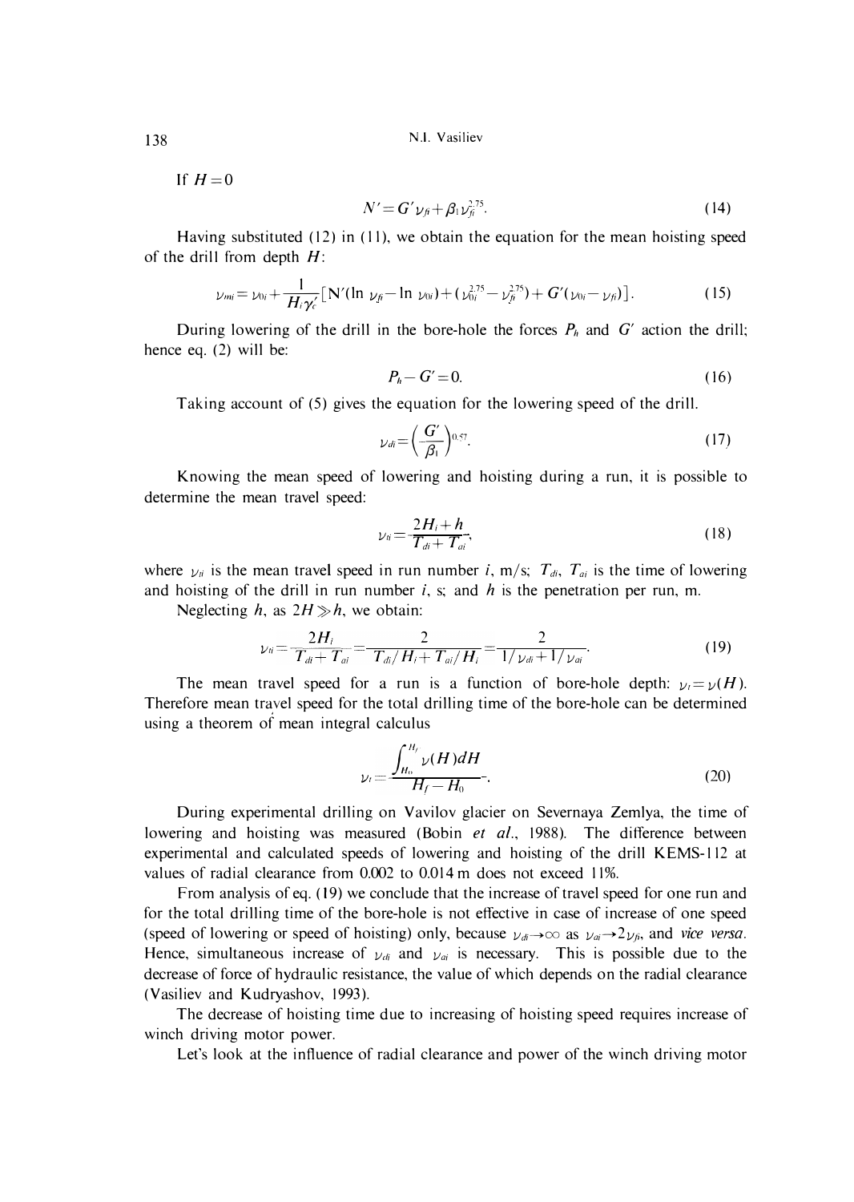If $H=0$

$$N' = G'\nu_{fi} + \beta_1 \nu_{fi}^{2.75}. \tag{14}$$

Having substituted (12) in (11), we obtain the equation for the mean hoisting speed of the drill from depth $H$:

$$\nu_{mi} = \nu_{0i} + \frac{1}{H_i \gamma_c'} \left[ N'(\ln \nu_{fi} - \ln \nu_{0i}) + (\nu_{0i}^{2.75} - \nu_{fi}^{2.75}) + G'(\nu_{0i} - \nu_{fi}) \right]. \tag{15}$$

During lowering of the drill in the bore-hole the forces $P_h$ and $G'$ action the drill; hence eq. (2) will be:

$$P_h - G' = 0. \tag{16}$$

Taking account of (5) gives the equation for the lowering speed of the drill.

$$\nu_{di} = \left( \frac{G'}{\beta_1} \right)^{0.57}. \tag{17}$$

Knowing the mean speed of lowering and hoisting during a run, it is possible to determine the mean travel speed:

$$\nu_{ti} = \frac{2H_i + h}{T_{di} + T_{ai}}, \tag{18}$$

where $\nu_{ti}$ is the mean travel speed in run number $i$, m/s; $T_{di}$, $T_{ai}$ is the time of lowering and hoisting of the drill in run number $i$, s; and $h$ is the penetration per run, m.

Neglecting $h$, as $2H \gg h$, we obtain:

$$\nu_{ti} = \frac{2H_i}{T_{di} + T_{ai}} = \frac{2}{T_{di}/H_i + T_{ai}/H_i} = \frac{2}{1/\nu_{di} + 1/\nu_{ai}}. \tag{19}$$

The mean travel speed for a run is a function of bore-hole depth: $\nu_t = \nu(H)$. Therefore mean travel speed for the total drilling time of the bore-hole can be determined using a theorem of mean integral calculus

$$\nu_t = \frac{\int_{H_0}^{H_f} \nu(H) dH}{H_f - H_0}. \tag{20}$$

During experimental drilling on Vavilov glacier on Severnaya Zemlya, the time of lowering and hoisting was measured (Bobin *et al.*, 1988). The difference between experimental and calculated speeds of lowering and hoisting of the drill KEMS-112 at values of radial clearance from 0.002 to 0.014 m does not exceed 11%.

From analysis of eq. (19) we conclude that the increase of travel speed for one run and for the total drilling time of the bore-hole is not effective in case of increase of one speed (speed of lowering or speed of hoisting) only, because $\nu_{di} \to \infty$ as $\nu_{ai} \to 2\nu_{ti}$, and *vice versa*. Hence, simultaneous increase of $\nu_{di}$ and $\nu_{ai}$ is necessary. This is possible due to the decrease of force of hydraulic resistance, the value of which depends on the radial clearance (Vasiliev and Kudryashov, 1993).

The decrease of hoisting time due to increasing of hoisting speed requires increase of winch driving motor power.

Let's look at the influence of radial clearance and power of the winch driving motor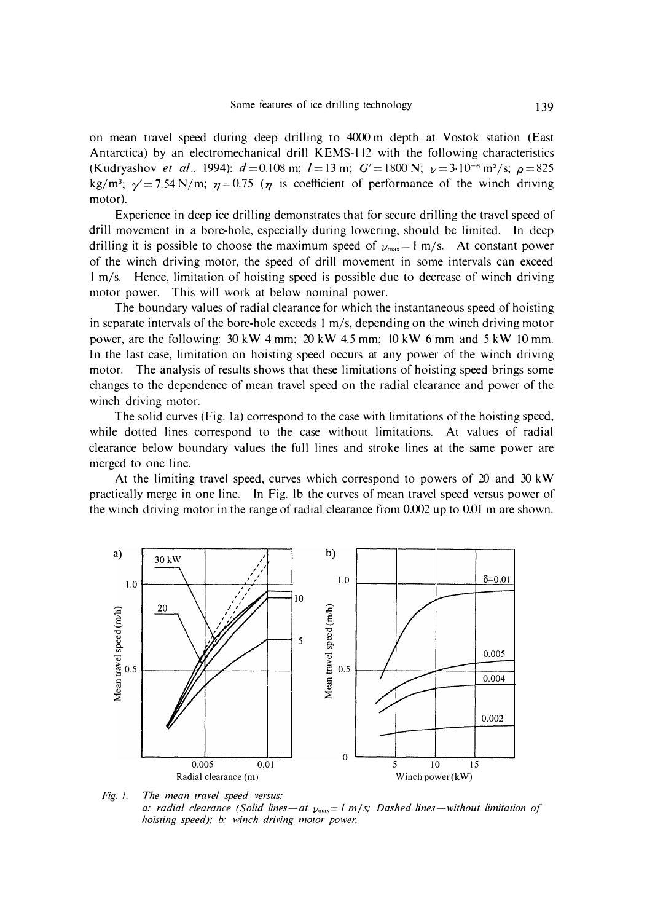on mean travel speed during deep drilling to 4000 m depth at Vostok station (East Antarctica) by an electromechanical drill KEMS-112 with the following characteristics (Kudryashov *et al.*, 1994): $d = 0.108$ m; $l = 13$ m; $G' = 1800$ N; $\nu = 3 \cdot 10^{-6}$ m²/s; $\rho = 825$ kg/m³; $\gamma' = 7.54$ N/m; $\eta = 0.75$ ($\eta$ is coefficient of performance of the winch driving motor).

Experience in deep ice drilling demonstrates that for secure drilling the travel speed of drill movement in a bore-hole, especially during lowering, should be limited. In deep drilling it is possible to choose the maximum speed of $\nu_{max} = 1$ m/s. At constant power of the winch driving motor, the speed of drill movement in some intervals can exceed 1 m/s. Hence, limitation of hoisting speed is possible due to decrease of winch driving motor power. This will work at below nominal power.

The boundary values of radial clearance for which the instantaneous speed of hoisting in separate intervals of the bore-hole exceeds 1 m/s, depending on the winch driving motor power, are the following: 30 kW 4 mm; 20 kW 4.5 mm; 10 kW 6 mm and 5 kW 10 mm. In the last case, limitation on hoisting speed occurs at any power of the winch driving motor. The analysis of results shows that these limitations of hoisting speed brings some changes to the dependence of mean travel speed on the radial clearance and power of the winch driving motor.

The solid curves (Fig. 1a) correspond to the case with limitations of the hoisting speed, while dotted lines correspond to the case without limitations. At values of radial clearance below boundary values the full lines and stroke lines at the same power are merged to one line.

At the limiting travel speed, curves which correspond to powers of 20 and 30 kW practically merge in one line. In Fig. 1b the curves of mean travel speed versus power of the winch driving motor in the range of radial clearance from 0.002 up to 0.01 m are shown.

*Fig. 1.* *The mean travel speed versus:*
*a: radial clearance (Solid lines—at $\nu_{max} = 1$ m/s; Dashed lines—without limitation of hoisting speed); b: winch driving motor power.*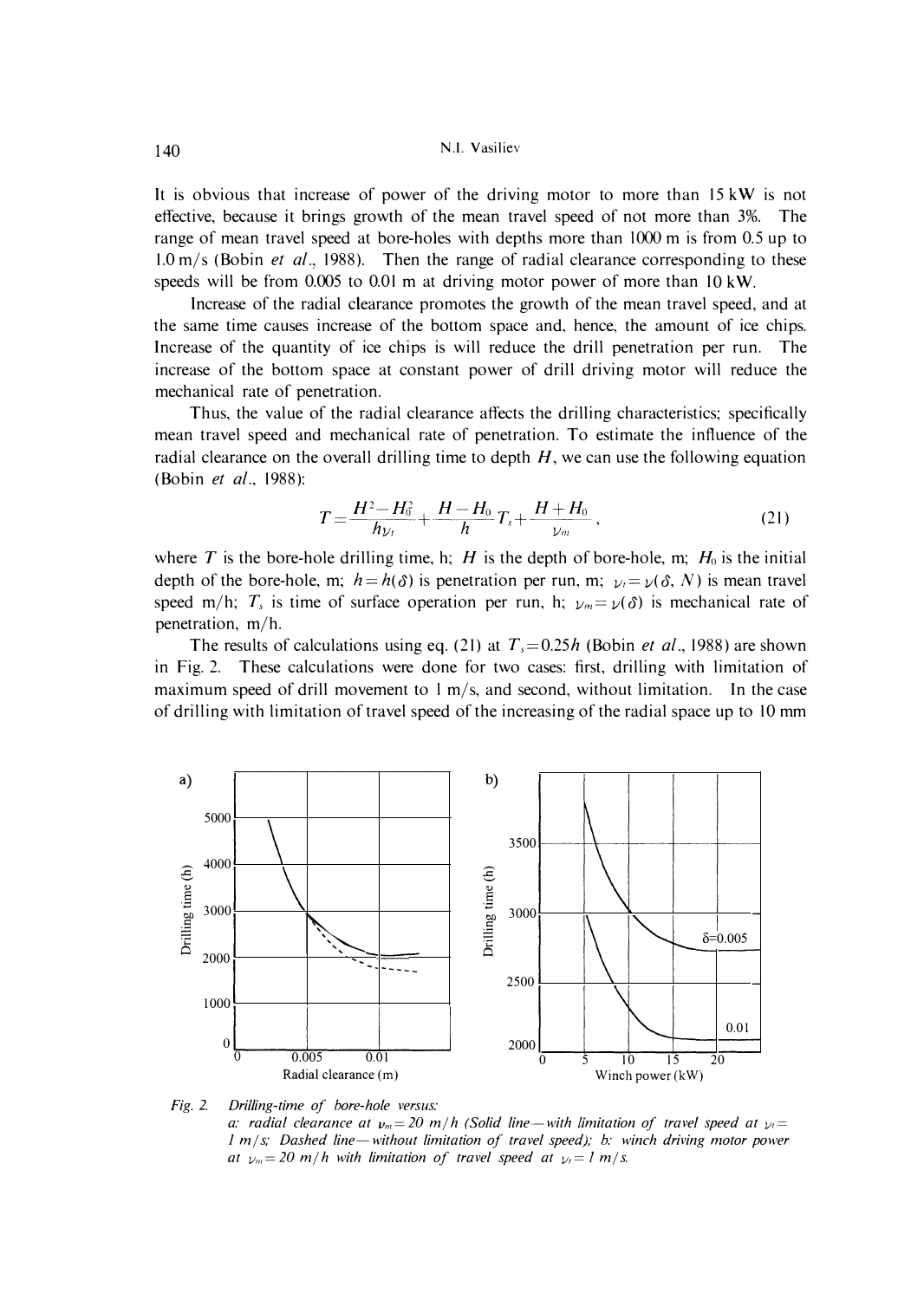It is obvious that increase of power of the driving motor to more than 15 kW is not effective, because it brings growth of the mean travel speed of not more than 3%. The range of mean travel speed at bore-holes with depths more than 1000 m is from 0.5 up to 1.0 m/s (Bobin *et al*., 1988). Then the range of radial clearance corresponding to these speeds will be from 0.005 to 0.01 m at driving motor power of more than 10 kW.

Increase of the radial clearance promotes the growth of the mean travel speed, and at the same time causes increase of the bottom space and, hence, the amount of ice chips. Increase of the quantity of ice chips is will reduce the drill penetration per run. The increase of the bottom space at constant power of drill driving motor will reduce the mechanical rate of penetration.

Thus, the value of the radial clearance affects the drilling characteristics; specifically mean travel speed and mechanical rate of penetration. To estimate the influence of the radial clearance on the overall drilling time to depth $H$, we can use the following equation (Bobin *et al*., 1988):

$$T=\frac{H^2-H_0^2}{h\nu_t}+\frac{H-H_0}{h}T_s+\frac{H+H_0}{\nu_m}, \tag{21}$$

where $T$ is the bore-hole drilling time, h; $H$ is the depth of bore-hole, m; $H_0$ is the initial depth of the bore-hole, m; $h=h(\delta)$ is penetration per run, m; $\nu_t=\nu(\delta, N)$ is mean travel speed m/h; $T_s$ is time of surface operation per run, h; $\nu_m=\nu(\delta)$ is mechanical rate of penetration, m/h.

The results of calculations using eq. (21) at $T_s=0.25h$ (Bobin *et al*., 1988) are shown in Fig. 2. These calculations were done for two cases: first, drilling with limitation of maximum speed of drill movement to 1 m/s, and second, without limitation. In the case of drilling with limitation of travel speed of the increasing of the radial space up to 10 mm

*Fig. 2. Drilling-time of bore-hole versus:*
*a: radial clearance at $\nu_m=20$ m/h (Solid line—with limitation of travel speed at $\nu_t=1$ m/s; Dashed line—without limitation of travel speed); b: winch driving motor power at $\nu_m=20$ m/h with limitation of travel speed at $\nu_t=1$ m/s.*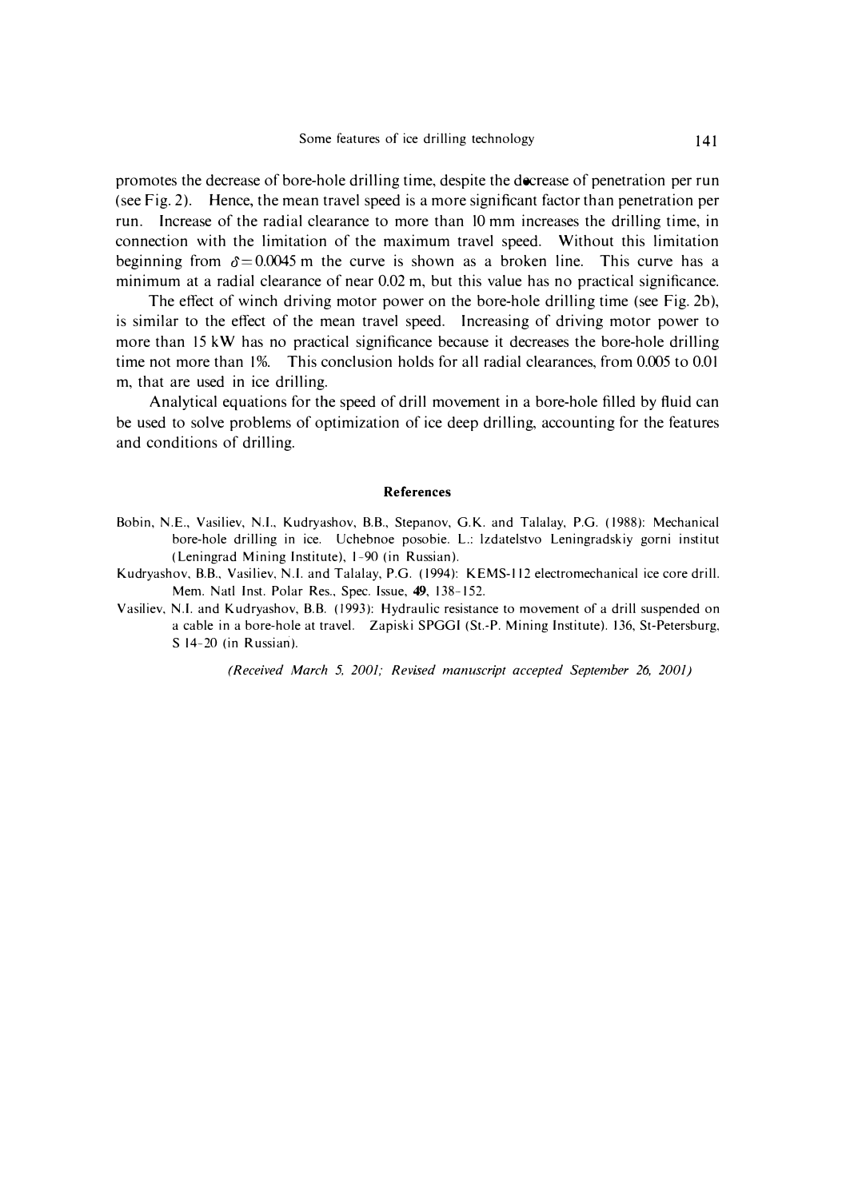promotes the decrease of bore-hole drilling time, despite the decrease of penetration per run (see Fig. 2). Hence, the mean travel speed is a more significant factor than penetration per run. Increase of the radial clearance to more than 10 mm increases the drilling time, in connection with the limitation of the maximum travel speed. Without this limitation beginning from $\delta = 0.0045$ m the curve is shown as a broken line. This curve has a minimum at a radial clearance of near 0.02 m, but this value has no practical significance.

The effect of winch driving motor power on the bore-hole drilling time (see Fig. 2b), is similar to the effect of the mean travel speed. Increasing of driving motor power to more than 15 kW has no practical significance because it decreases the bore-hole drilling time not more than 1%. This conclusion holds for all radial clearances, from 0.005 to 0.01 m, that are used in ice drilling.

Analytical equations for the speed of drill movement in a bore-hole filled by fluid can be used to solve problems of optimization of ice deep drilling, accounting for the features and conditions of drilling.

## References

Bobin, N.E., Vasiliev, N.I., Kudryashov, B.B., Stepanov, G.K. and Talalay, P.G. (1988): Mechanical bore-hole drilling in ice. Uchebnoe posobie. L.: Izdatelstvo Leningradskiy gorni institut (Leningrad Mining Institute), 1-90 (in Russian).

Kudryashov, B.B., Vasiliev, N.I. and Talalay, P.G. (1994): KEMS-112 electromechanical ice core drill. Mem. Natl Inst. Polar Res., Spec. Issue, **49**, 138-152.

Vasiliev, N.I. and Kudryashov, B.B. (1993): Hydraulic resistance to movement of a drill suspended on a cable in a bore-hole at travel. Zapiski SPGGI (St.-P. Mining Institute). 136, St-Petersburg, S 14-20 (in Russian).

*(Received March 5, 2001; Revised manuscript accepted September 26, 2001)*